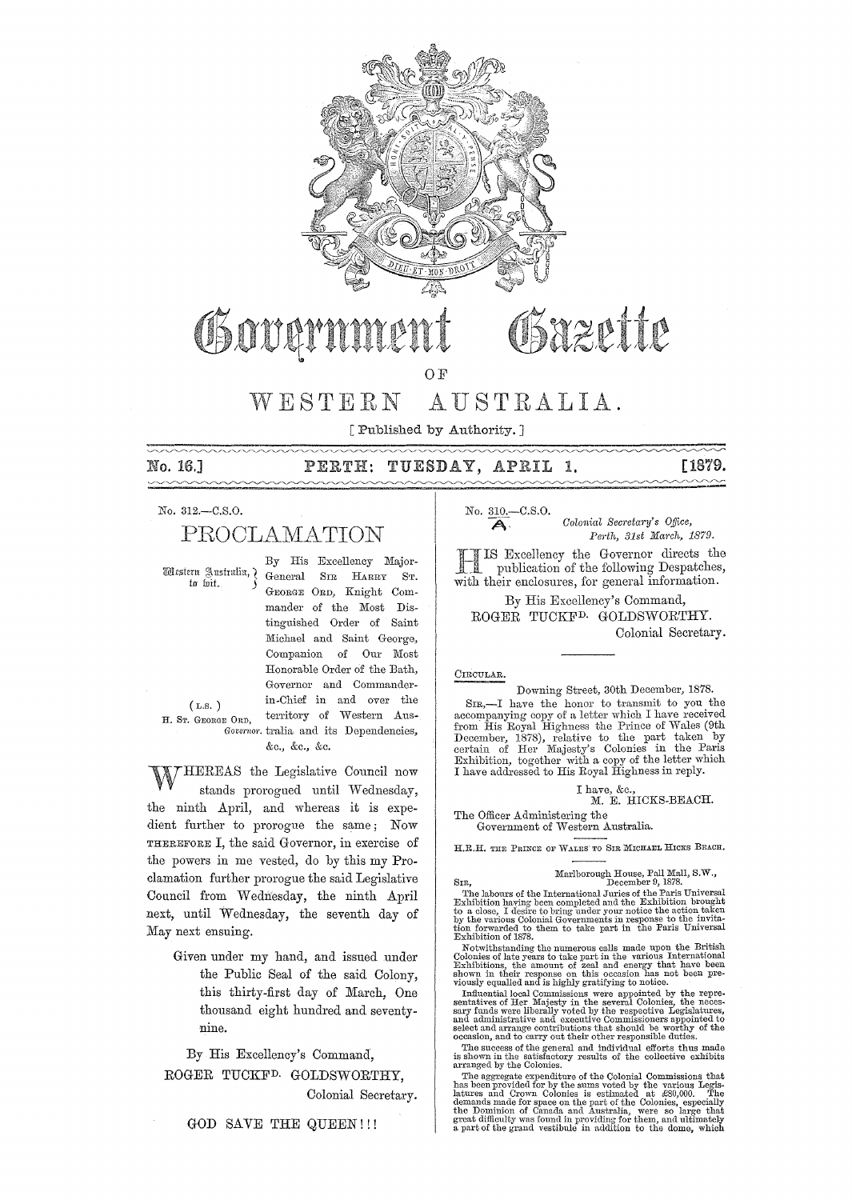# Government Gazette

## OF

# WESTERN AUSTRALIA.

[ Published by Authority. ]

**No. 16.] PERTH: TUESDAY, APRIL 1. [1879.**

No. 312.—C.S.O.

## PROCLAMATION

Western Australia, to wit.

(L.S.)
H. St. George Ord, *Governor.*

By His Excellency Major-General Sir Harry St. George Ord, Knight Commander of the Most Distinguished Order of Saint Michael and Saint George, Companion of Our Most Honorable Order of the Bath, Governor and Commander-in-Chief in and over the territory of Western Australia and its Dependencies, &c., &c., &c.

WHEREAS the Legislative Council now stands prorogued until Wednesday, the ninth April, and whereas it is expedient further to prorogue the same; Now THEREFORE I, the said Governor, in exercise of the powers in me vested, do by this my Proclamation further prorogue the said Legislative Council from Wednesday, the ninth April next, until Wednesday, the seventh day of May next ensuing.

Given under my hand, and issued under the Public Seal of the said Colony, this thirty-first day of March, One thousand eight hundred and seventy-nine.

By His Excellency's Command,
ROGER TUCKFD. GOLDSWORTHY,
Colonial Secretary.

GOD SAVE THE QUEEN!!!

No. 310.—C.S.O.

*Colonial Secretary's Office,*
*Perth, 31st March, 1879.*

HIS Excellency the Governor directs the publication of the following Despatches, with their enclosures, for general information.

By His Excellency's Command,
ROGER TUCKFD. GOLDSWORTHY.
Colonial Secretary.

CIRCULAR.

Downing Street, 30th December, 1878.

SIR,—I have the honor to transmit to you the accompanying copy of a letter which I have received from His Royal Highness the Prince of Wales (9th December, 1878), relative to the part taken by certain of Her Majesty's Colonies in the Paris Exhibition, together with a copy of the letter which I have addressed to His Royal Highness in reply.

I have, &c.,
M. E. HICKS-BEACH.

The Officer Administering the
Government of Western Australia.

H.R.H. THE PRINCE OF WALES TO SIR MICHAEL HICKS BEACH.

Marlborough House, Pall Mall, S.W.,
December 9, 1878.

SIR,

The labours of the International Juries of the Paris Universal Exhibition having been completed and the Exhibition brought to a close, I desire to bring under your notice the action taken by the various Colonial Governments in response to the invitation forwarded to them to take part in the Paris Universal Exhibition of 1878.

Notwithstanding the numerous calls made upon the British Colonies of late years to take part in the various International Exhibitions, the amount of zeal and energy that have been shown in their response on this occasion has not been previously equalled and is highly gratifying to notice.

Influential local Commissions were appointed by the representatives of Her Majesty in the several Colonies, the necessary funds were liberally voted by the respective Legislatures, and administrative and executive Commissioners appointed to select and arrange contributions that should be worthy of the occasion, and to carry out their other responsible duties.

The success of the general and individual efforts thus made is shown in the satisfactory results of the collective exhibits arranged by the Colonies.

The aggregate expenditure of the Colonial Commissions that has been provided for by the sums voted by the various Legislatures and Crown Colonies is estimated at £80,000. The demands made for space on the part of the Colonies, especially the Dominion of Canada and Australia, were so large that great difficulty was found in providing for them, and ultimately a part of the grand vestibule in addition to the dome, which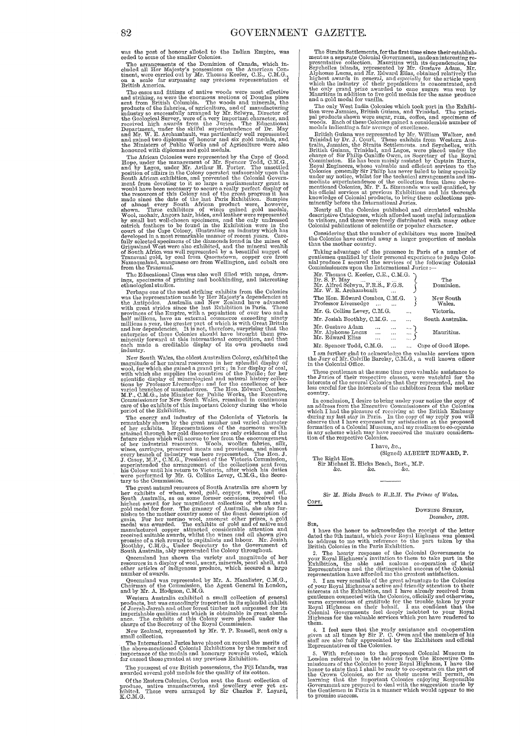was the post of honour alloted to the Indian Empire, was ceded to some of the smaller Colonies.

The arrangements of the Dominion of Canada, which included all Her Majesty's possessions on the American Continent, were carried out by Mr. Thomas Keefer, C.E., C.M.G., on a scale far surpassing any previous representation of British America.

The cases and fittings of native woods were most effective and striking, as were the enormous sections of Douglas pines sent from British Columbia. The woods and minerals, the products of the fisheries, of agriculture, and of manufacturing industry so successfully arranged by Mr. Selwyn, Director of the Geological Survey, were of a very important character, and received high awards from the Juries. The Educational Department, under the skilful superintendence of Dr. May and Mr. W. E. Archambault, was particularly well represented and gained two diplomas of honour and six gold medals, and the Ministers of Public Works and of Agriculture were also honoured with diplomas and gold medals.

The African Colonies were represented by the Cape of Good Hope, under the management of Mr. Spencer Todd, C.M.G., and by Lagos, under Mr. Arthur H. Porter. The unsettled position of affairs in the Colony operated unfavorably upon the South African exhibition, and prevented the Colonial Government from devoting to it so large a parliamentary grant as would have been necessary to secure a really perfect display of the resources of this Colony and of the great progress it has made since the date of the last Paris Exhibition. Samples of almost every South African product were, however, shown. Three exhibitors of wines gained gold medals. Wool, mohair, Angora hair, hides, and leather were represented by small but well-chosen specimens, and the only undressed ostrich feathers to be found in the Exhibition were in the court of the Cape Colony, illustrating an industry which has developed in a most remarkable manner of recent years. Carefully selected specimens of the diamonds found in the mines of Griqualand West were also exhibited, and the mineral wealth of South Africa was well represented by a beautiful nugget of Transvaal gold, by coal from Queenstown, copper ore from Namaqualand, manganese ore from Wellington, and cobalt ore from the Transvaal.

The Educational Class was also well filled with maps, drawings, specimens of printing and bookbinding, and interesting ethnological studies.

Perhaps one of the most striking exhibits from the Colonies was the representation made by Her Majesty's dependencies at the Antipodes. Australia and New Zealand have advanced with great strides since the last Exhibition in Paris. These provinces of the Empire, with a population of over two and a half millions, have an external commerce exceeding ninety millions a year, the greater part of which is with Great Britain and her dependencies. It is not, therefore, surprising that the enterprise of these Colonies should have brought them prominently forward at this international competition, and that each made a creditable display of its own products and industry.

New South Wales, the oldest Australian Colony, exhibited the magnitude of her natural resources in her splendid display of wool, for which she gained a grand prix; in her display of coal, with which she supplies the countries of the Pacific; for her scientific display of mineralogical and natural history collections by Professor Liversedge: and for the excellence of her varied branches of manufactures. The Hon. Edward Combes, M.P., C.M.G., late Minister for Public Works, the Executive Commissioner for New South Wales, remained in continuous care of the exhibits of this important Colony during the whole period of the Exhibition.

The energy and industry of the Colonists of Victoria is remarkably shown by the great number and varied character of her exhibits. Representations of the enormous wealth attained through her gold discoveries are only evidences of the future riches which will accrue to her from the encouragement of her industrial resources. Wools, woollen fabrics, silk, wines, carriages, preserved meats and provisions, and almost every branch of industry was here represented. The Hon. J. J. Casey, M.P., C.M.G., President of the Victoria Commission, superintended the arrangement of the collections sent from his Colony until his return to Victoria, after which his duties were performed by Mr. G. Collins Levey, C.M.G., the Secretary to the Commission.

The great natural resources of South Australia are shown by her exhibits of wheat, wool, gold, copper, wine, and oil. South Australia, as on some former occasions, received the highest award for her magnificent collection of wheat and a gold medal for flour. The granary of Australia, she also furnishes to the mother country some of the finest description of grain. For her merino wool, amongst other prizes, a gold medal was awarded. The exhibits of gold and of native and manufactured copper attracted considerable attention and received suitable awards, whilst the wines and oil shown give promise of a rich reward to capitalists and labour. Mr. Josiah Boothby, C.M.G., Under Secretary to the Government of South Australia, ably represented the Colony throughout.

Queensland has shown the variety and magnitude of her resources in a display of wool, sugar, minerals, pearl shell, and other articles of indigenous produce, which secured a large number of awards.

Queensland was represented by Mr. A. Macalister, C.M.G., Chairman of the Commission, the Agent General in London, and by Mr. A. Hodgson, C.M.G.

Western Australia exhibited a small collection of general products, but was exceedingly important in its splendid exhibit of Jarrah-Jarrah and other forest timber not surpassed for its imperishable qualities and which is obtainable in great abundance. The exhibits of this Colony were placed under the charge of the Secretary of the Royal Commission.

New Zealand, represented by Mr. T. P. Russell, sent only a small collection.

The International Juries have placed on record the merits of the above-mentioned Colonial Exhibitions by the number and importance of the medals and honorary rewards voted, which far exceed those granted at any previous Exhibition.

The youngest of our British possessions, the Fiji Islands, was awarded several gold medals for the quality of its cotton.

Of the Eastern Colonies, Ceylon sent the finest collection of produce, native manufactures, and jewellery ever yet exhibited. These were arranged by Sir Charles P. Layard, K.C.M.G.

The Straits Settlements, for the first time since their establishment as a separate Colonial Government, made an interesting representative collection. Mauritius with its dependencies, the Seychelles islands, represented by Mr. Gustave Adam, Mr. Alphonse Lucas, and Mr. Edward Elias, obtained relatively the highest awards in general, and *especially* for the article upon which the industry of their populations is concentrated, and the only grand prize awarded to cane sugars was won by Mauritius in addition to five gold medals for the same produce and a gold medal for vanilla.

The only West India Colonies which took part in the Exhibition were Jamaica, British Guiana, and Trinidad. The principal products shown were sugar, rum, coffee, and specimens of woods. Each of these Colonies gained a considerable number of medals indicating a fair average of excellence.

British Guiana was represented by Mr. William Walker, and Trinidad by Dr. J. Court. These exhibits from Western Australia, Jamaica, the Straits Settlements, and Seychelles, with British Guiana, Trinidad, and Lagos, were placed under the charge of Sir Philip Cunliffe Owen, as Secretary of the Royal Commission. He has been mainly assisted by Captain Harris, Royal Engineers, whose valuable and efficient services to the Colonies generally Sir Philip has never failed to bring specially under my notice, whilst for the technical arrangements and immediate superintendence of the collection from these above-mentioned Colonies, Mr. P. L. Simmonds was well qualified, by his official services at previous Exhibitions and his thorough knowledge of Colonial products, to bring these collections prominently before the International Juries.

Nearly all the Colonies published and circulated valuable descriptive Catalogues, which afforded most useful information to visitors, and these were freely distributed with many other Colonial publications of scientific or popular character.

Considering that the number of exhibitors was more limited the Colonies have carried away a larger proportion of medals than the mother country.

Taking advantage of the presence in Paris of a number of gentlemen qualified by their personal experience to judge Colonial produce I secured the services of the following Colonial Commissioners upon the International Juries:—

| | |
|---|---|
| Mr. Thomas C. Keefer, C.E., C.M.G.<br>Dr. S. P. May<br>Mr. Alfred Selwyn, F.R.S., F.G.S.<br>Mr. W. E. Archambault | The Dominion. |
| The Hon. Edward Combes, C.M.G.<br>Professor Liversedge | New South Wales. |
| Mr. G. Collins Levey, C.M.G. | Victoria. |
| Mr. Josiah Boothby, C.M.G. | South Australia. |
| Mr. Gustave Adam<br>Mr. Alphonse Lucas<br>Mr. Edward Elias | Mauritius. |
| Mr. Spencer Todd, C.M.G. | Cape of Good Hope. |

I am further glad to acknowledge the valuable services upon the Jury of Mr. Colville Barclay, C.M.G., a well known officer in the Colonial Office.

These gentlemen at the same time gave valuable assistance to the Juries of their respective classes, were watchful for the interests of the several Colonies that they represented, and no less careful for the interests of the exhibitors from the mother country.

In conclusion, I desire to bring under your notice the copy of an address from the Executive Commissioners of the Colonies which I had the pleasure of receiving at the British Embassy during my last stay in Paris. In the copy of my reply you will observe that I have expressed my satisfaction at the proposed formation of a Colonial Museum, and my readiness to co-operate in any scheme which may have received the mature consideration of the respective Colonies.

I have, &c.,

(Signed) ALBERT EDWARD, P.

The Right Hon.
Sir Michael E. Hicks Beach, Bart., M.P.
&c. &c. &c.

---

*Sir M. Hicks Beach to H.R.H. The Prince of Wales.*

COPY.

DOWNING STREET,
*December, 1878.*

SIR,

I have the honor to acknowledge the receipt of the letter dated the 9th instant, which your Royal Highness was pleased to address to me with reference to the part taken by the British Colonies in the Paris Exhibition.

2. The hearty response of the Colonial Governments to your Royal Highness's invitation to them to take part in the Exhibition, the able and zealous co-operation of their Representatives and the distinguished success of the Colonial representation have afforded me the greatest satisfaction.

3. I am very sensible of the great advantage to the Colonies of your Royal Highness's active and friendly attention to their interests at the Exhibition, and I have already received from gentlemen connected with the Colonies, officially and otherwise, warm expressions of gratitude for the trouble taken by your Royal Highness on their behalf. I am confident that the Colonial Governments feel deeply indebted to your Royal Highness for the valuable services which you have rendered to them.

4. I feel sure that the ready assistance and co-operation given at all times by Sir P. C. Owen and the members of his staff are also fully appreciated by the Exhibitors and official Representatives of the Colonies.

5. With reference to the proposed Colonial Museum in London referred to in the address from the Executive Commissioners of the Colonies to your Royal Highness, I have the honor to state that I shall be ready to co-operate on the part of the Crown Colonies, so far as their means will permit, on learning that the important Colonies enjoying Responsible Government are prepared to deal with the suggestion made by the Gentlemen in Paris in a manner which would appear to me to promise success.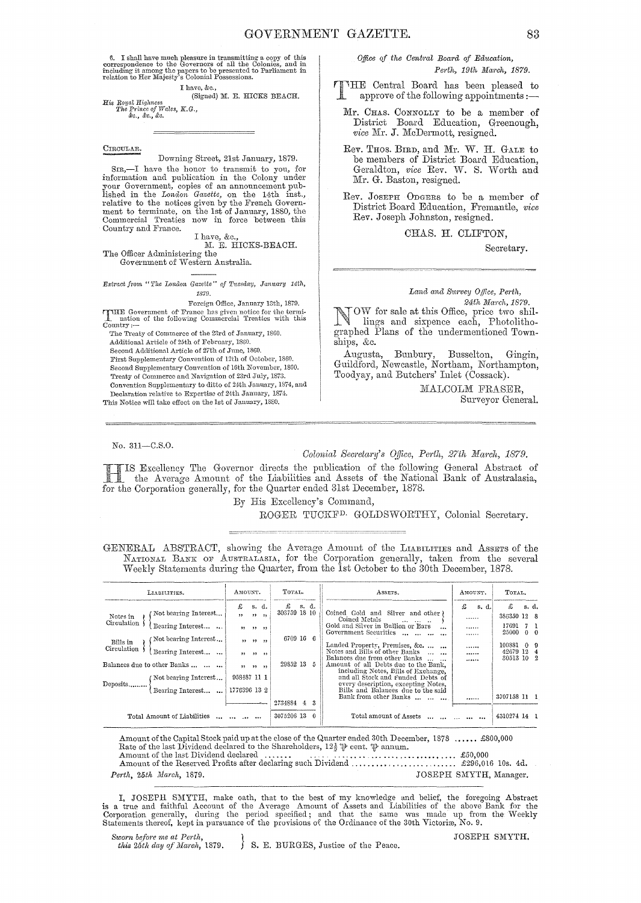6. I shall have much pleasure in transmitting a copy of this correspondence to the Governors of all the Colonies, and in including it among the papers to be presented to Parliament in relation to Her Majesty's Colonial Possessions.

I have, &c.,
(Signed) M. E. HICKS BEACH.

*His Royal Highness*
*The Prince of Wales, K.G.,*
*&c., &c., &c.*

---

CIRCULAR.

Downing Street, 21st January, 1879.

SIR,—I have the honor to transmit to you, for information and publication in the Colony under your Government, copies of an announcement published in the *London Gazette*, on the 14th inst., relative to the notices given by the French Government to terminate, on the 1st of January, 1880, the Commercial Treaties now in force between this Country and France.

I have, &c.,
M. E. HICKS-BEACH.

The Officer Administering the
Government of Western Australia.

*Extract from "The London Gazette" of Tuesday, January 14th, 1879.*

Foreign Office, January 13th, 1879.

THE Government of France has given notice for the termination of the following Commercial Treaties with this Country:—

The Treaty of Commerce of the 23rd of January, 1860.
Additional Article of 25th of February, 1860.
Second Additional Article of 27th of June, 1860.
First Supplementary Convention of 12th of October, 1860.
Second Supplementary Convention of 16th November, 1860.
Treaty of Commerce and Navigation of 23rd July, 1873.
Convention Supplementary to ditto of 24th January, 1874, and Declaration relative to Expertise of 24th January, 1874.

This Notice will take effect on the 1st of January, 1880.

---

*Office of the Central Board of Education,*
*Perth, 19th March, 1879.*

THE Central Board has been pleased to approve of the following appointments:—

Mr. CHAS. CONNOLLY to be a member of District Board Education, Greenough, *vice* Mr. J. McDermott, resigned.

Rev. THOS. BIRD, and Mr. W. H. GALE to be members of District Board Education, Geraldton, *vice* Rev. W. S. Worth and Mr. G. Baston, resigned.

Rev. JOSEPH ODGERS to be a member of District Board Education, Fremantle, *vice* Rev. Joseph Johnston, resigned.

CHAS. H. CLIFTON,
Secretary.

---

*Land and Survey Office, Perth,*
*24th March, 1879.*

NOW for sale at this Office, price two shillings and sixpence each, Photolithographed Plans of the undermentioned Townships, &c.

Augusta, Bunbury, Busselton, Gingin, Guildford, Newcastle, Northam, Northampton, Toodyay, and Butchers' Inlet (Cossack).

MALCOLM FRASER,
Surveyor General.

---

No. 311—C.S.O.

*Colonial Secretary's Office, Perth, 27th March, 1879.*

HIS Excellency The Governor directs the publication of the following General Abstract of the Average Amount of the Liabilities and Assets of the National Bank of Australasia, for the Corporation generally, for the Quarter ended 31st December, 1878.

By His Excellency's Command,

ROGER TUCKFD. GOLDSWORTHY, Colonial Secretary.

---

GENERAL ABSTRACT, showing the Average Amount of the LIABILITIES and ASSETS of the NATIONAL BANK OF AUSTRALASIA, for the Corporation generally, taken from the several Weekly Statements during the Quarter, from the 1st October to the 30th December, 1878.

| LIABILITIES. | AMOUNT. | TOTAL. | ASSETS. | AMOUNT. | TOTAL. |
|---|---|---|---|---|---|
| | £ s. d. | £ s. d. | | £ s. d. | £ s. d. |
| Notes in Circulation — Not bearing Interest... | ,, ,, ,, | 303759 18 10 | Coined Gold and Silver and other Coined Metals ... | ...... | 386350 12 8 |
| Notes in Circulation — Bearing Interest... | ,, ,, ,, | | Gold and Silver in Bullion or Bars ... | ...... | 17691 7 1 |
| | | | Government Securities ... | ...... | 25000 0 0 |
| Bills in Circulation — Not bearing Interest... | ,, ,, ,, | 6709 16 6 | Landed Property, Premises, &c. ... | ...... | 100881 0 9 |
| Bills in Circulation — Bearing Interest... | ,, ,, ,, | | Notes and Bills of other Banks ... | ...... | 42679 12 4 |
| | | | Balances due from other Banks ... | ...... | 30513 10 2 |
| Balances due to other Banks ... | ,, ,, ,, | 29852 13 5 | Amount of all Debts due to the Bank, including Notes, Bills of Exchange, and all Stock and Funded Debts of every description, excepting Notes, Bills and Balances due to the said Bank from other Banks ... | ...... | 3707158 11 1 |
| Deposits — Not bearing Interest... | 958487 11 1 | | | | |
| Deposits — Bearing Interest... | 1776396 13 2 | | | | |
| | | 2734884 4 3 | | | |
| Total Amount of Liabilities ... | | 3075206 13 0 | Total amount of Assets ... | | 4310274 14 1 |

Amount of the Capital Stock paid up at the close of the Quarter ended 30th December, 1878 ...... £800,000
Rate of the last Dividend declared to the Shareholders, 12½ ₩ cent. ₩ annum.
Amount of the last Dividend declared ...... £50,000
Amount of the Reserved Profits after declaring such Dividend ...... £296,016 10s. 4d.

*Perth, 25th March, 1879.* JOSEPH SMYTH, Manager.

I, JOSEPH SMYTH, make oath, that to the best of my knowledge and belief, the foregoing Abstract is a true and faithful Account of the Average Amount of Assets and Liabilities of the above Bank for the Corporation generally, during the period specified; and that the same was made up from the Weekly Statements thereof, kept in pursuance of the provisions of the Ordinance of the 30th Victoriæ, No. 9.

JOSEPH SMYTH.

*Sworn before me at Perth, this 25th day of March, 1879.* } S. E. BURGES, Justice of the Peace.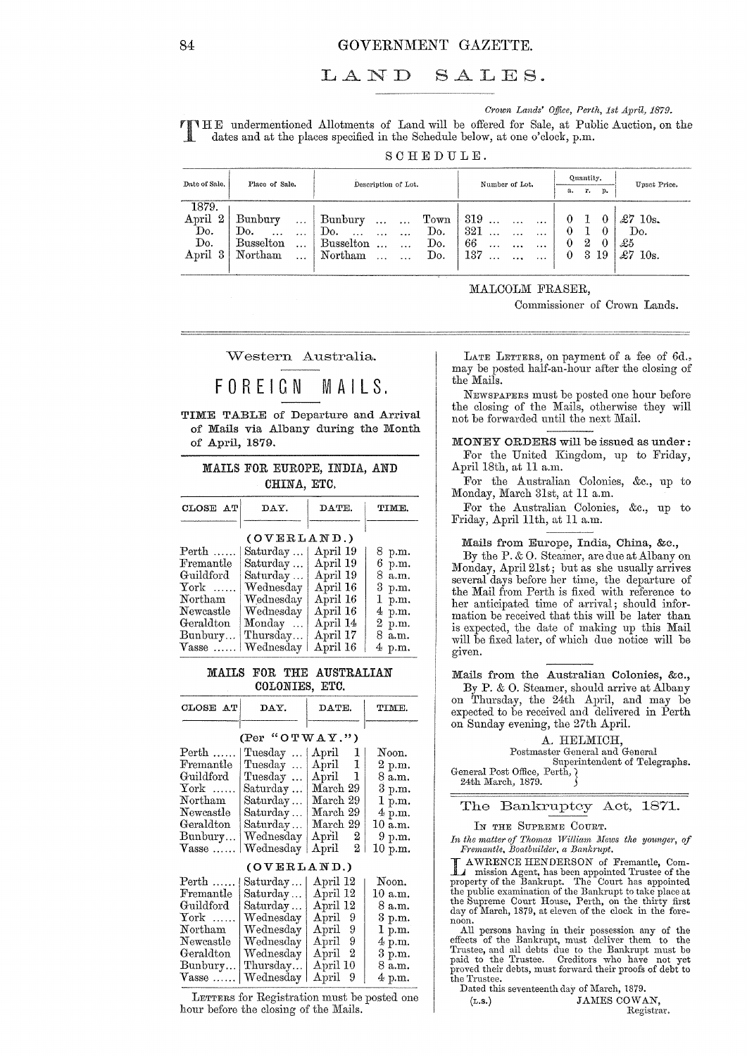# LAND SALES.

*Crown Lands' Office, Perth, 1st April, 1879.*

THE undermentioned Allotments of Land will be offered for Sale, at Public Auction, on the dates and at the places specified in the Schedule below, at one o'clock, p.m.

SCHEDULE.

| Date of Sale. | Place of Sale. | Description of Lot. | Number of Lot. | Quantity. | | | Upset Price. |
|---|---|---|---|---|---|---|---|
| | | | | a. | r. | p. | |
| 1879. | | | | | | | |
| April 2 | Bunbury ... | Bunbury ... ... Town | 319 ... ... ... | 0 | 1 | 0 | £7 10s. |
| Do. | Do. ... ... | Do. ... ... ... Do. | 321 ... ... ... | 0 | 1 | 0 | Do. |
| Do. | Busselton ... | Busselton ... ... Do. | 66 ... ... ... | 0 | 2 | 0 | £5 |
| April 3 | Northam ... | Northam ... ... Do. | 137 ... ... ... | 0 | 3 | 19 | £7 10s. |

MALCOLM FRASER,
Commissioner of Crown Lands.

---

Western Australia.

## FOREIGN MAILS.

**TIME TABLE of Departure and Arrival of Mails via Albany during the Month of April, 1879.**

### MAILS FOR EUROPE, INDIA, AND CHINA, ETC.

| CLOSE AT | DAY. | DATE. | TIME. |
|---|---|---|---|
| | (OVERLAND.) | | |
| Perth ...... | Saturday ... | April 19 | 8 p.m. |
| Fremantle | Saturday ... | April 19 | 6 p.m. |
| Guildford | Saturday ... | April 19 | 8 a.m. |
| York ...... | Wednesday | April 16 | 3 p.m. |
| Northam | Wednesday | April 16 | 1 p.m. |
| Newcastle | Wednesday | April 16 | 4 p.m. |
| Geraldton | Monday ... | April 14 | 2 p.m. |
| Bunbury... | Thursday... | April 17 | 8 a.m. |
| Vasse ...... | Wednesday | April 16 | 4 p.m. |

### MAILS FOR THE AUSTRALIAN COLONIES, ETC.

| CLOSE AT | DAY. | DATE. | TIME. |
|---|---|---|---|
| | (Per "OTWAY.") | | |
| Perth ...... | Tuesday ... | April 1 | Noon. |
| Fremantle | Tuesday ... | April 1 | 2 p.m. |
| Guildford | Tuesday ... | April 1 | 8 a.m. |
| York ...... | Saturday ... | March 29 | 3 p.m. |
| Northam | Saturday ... | March 29 | 1 p.m. |
| Newcastle | Saturday ... | March 29 | 4 p.m. |
| Geraldton | Saturday ... | March 29 | 10 a.m. |
| Bunbury... | Wednesday | April 2 | 9 p.m. |
| Vasse ...... | Wednesday | April 2 | 10 p.m. |
| | (OVERLAND.) | | |
| Perth ...... | Saturday ... | April 12 | Noon. |
| Fremantle | Saturday ... | April 12 | 10 a.m. |
| Guildford | Saturday ... | April 12 | 8 a.m. |
| York ...... | Wednesday | April 9 | 3 p.m. |
| Northam | Wednesday | April 9 | 1 p.m. |
| Newcastle | Wednesday | April 9 | 4 p.m. |
| Geraldton | Wednesday | April 2 | 3 p.m. |
| Bunbury... | Thursday... | April 10 | 8 a.m. |
| Vasse ...... | Wednesday | April 9 | 4 p.m. |

LETTERS for Registration must be posted one hour before the closing of the Mails.

LATE LETTERS, on payment of a fee of 6d., may be posted half-an-hour after the closing of the Mails.

NEWSPAPERS must be posted one hour before the closing of the Mails, otherwise they will not be forwarded until the next Mail.

**MONEY ORDERS will be issued as under:**

For the United Kingdom, up to Friday, April 18th, at 11 a.m.

For the Australian Colonies, &c., up to Monday, March 31st, at 11 a.m.

For the Australian Colonies, &c., up to Friday, April 11th, at 11 a.m.

**Mails from Europe, India, China, &c.,**

By the P. & O. Steamer, are due at Albany on Monday, April 21st; but as she usually arrives several days before her time, the departure of the Mail from Perth is fixed with reference to her anticipated time of arrival; should information be received that this will be later than is expected, the date of making up this Mail will be fixed later, of which due notice will be given.

**Mails from the Australian Colonies, &c.,**

By P. & O. Steamer, should arrive at Albany on Thursday, the 24th April, and may be expected to be received and delivered in Perth on Sunday evening, the 27th April.

A. HELMICH,
Postmaster General and General Superintendent of Telegraphs.

General Post Office, Perth,
24th March, 1879.

---

## The Bankruptcy Act, 1871.

IN THE SUPREME COURT.

*In the matter of Thomas William Mews the younger, of Fremantle, Boatbuilder, a Bankrupt.*

LAWRENCE HENDERSON of Fremantle, Commission Agent, has been appointed Trustee of the property of the Bankrupt. The Court has appointed the public examination of the Bankrupt to take place at the Supreme Court House, Perth, on the thirty first day of March, 1879, at eleven of the clock in the forenoon.

All persons having in their possession any of the effects of the Bankrupt, must deliver them to the Trustee, and all debts due to the Bankrupt must be paid to the Trustee. Creditors who have not yet proved their debts, must forward their proofs of debt to the Trustee.

Dated this seventeenth day of March, 1879.

(L.S.) JAMES COWAN,
Registrar.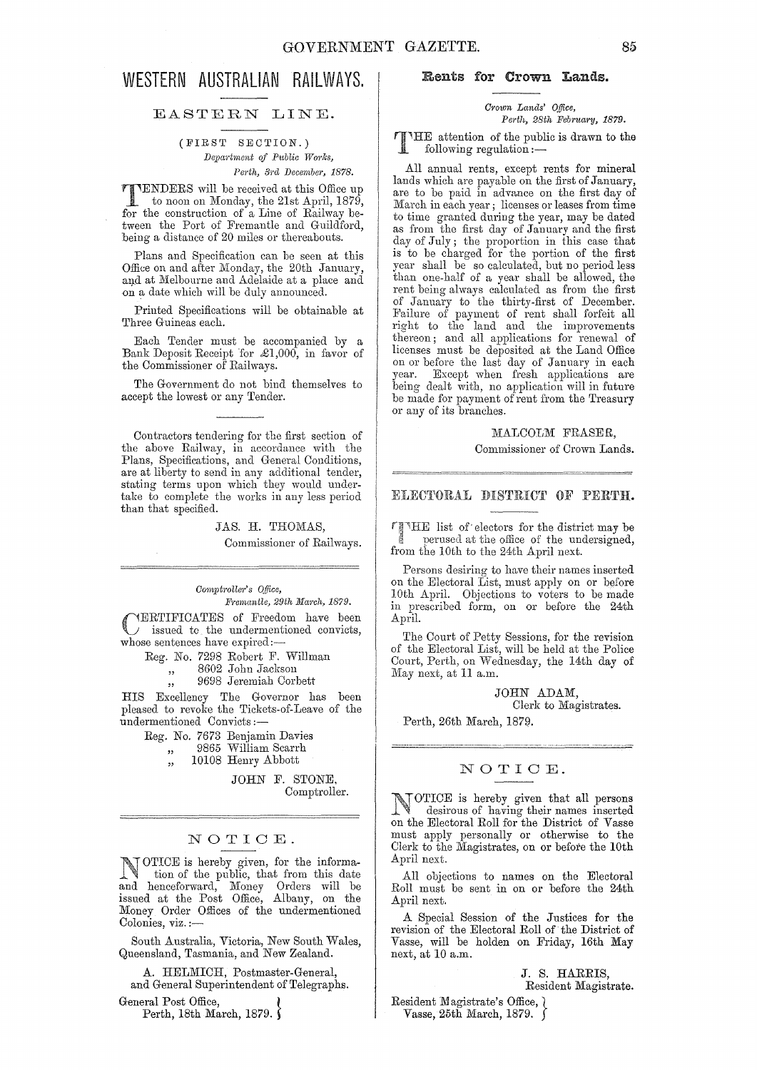# WESTERN AUSTRALIAN RAILWAYS.

## EASTERN LINE.

(FIRST SECTION.)

*Department of Public Works,*
*Perth, 3rd December, 1878.*

TENDERS will be received at this Office up to noon on Monday, the 21st April, 1879, for the construction of a Line of Railway between the Port of Fremantle and Guildford, being a distance of 20 miles or thereabouts.

Plans and Specification can be seen at this Office on and after Monday, the 20th January, and at Melbourne and Adelaide at a place and on a date which will be duly announced.

Printed Specifications will be obtainable at Three Guineas each.

Each Tender must be accompanied by a Bank Deposit Receipt for £1,000, in favor of the Commissioner of Railways.

The Government do not bind themselves to accept the lowest or any Tender.

---

Contractors tendering for the first section of the above Railway, in accordance with the Plans, Specifications, and General Conditions, are at liberty to send in any additional tender, stating terms upon which they would undertake to complete the works in any less period than that specified.

JAS. H. THOMAS,
Commissioner of Railways.

---

*Comptroller's Office,*
*Fremantle, 29th March, 1879.*

CERTIFICATES of Freedom have been issued to the undermentioned convicts, whose sentences have expired:—

Reg. No. 7298 Robert F. Willman
" 8602 John Jackson
" 9698 Jeremiah Corbett

HIS Excellency The Governor has been pleased to revoke the Tickets-of-Leave of the undermentioned Convicts:—

Reg. No. 7673 Benjamin Davies
" 9865 William Scarrh
" 10108 Henry Abbott

JOHN F. STONE,
Comptroller.

---

## NOTICE.

NOTICE is hereby given, for the information of the public, that from this date and henceforward, Money Orders will be issued at the Post Office, Albany, on the Money Order Offices of the undermentioned Colonies, viz.:—

South Australia, Victoria, New South Wales, Queensland, Tasmania, and New Zealand.

A. HELMICH, Postmaster-General,
and General Superintendent of Telegraphs.

General Post Office,
Perth, 18th March, 1879.

---

## Rents for Crown Lands.

*Crown Lands' Office,*
*Perth, 28th February, 1879.*

THE attention of the public is drawn to the following regulation:—

All annual rents, except rents for mineral lands which are payable on the first of January, are to be paid in advance on the first day of March in each year; licenses or leases from time to time granted during the year, may be dated as from the first day of January and the first day of July; the proportion in this case that is to be charged for the portion of the first year shall be so calculated, but no period less than one-half of a year shall be allowed, the rent being always calculated as from the first of January to the thirty-first of December. Failure of payment of rent shall forfeit all right to the land and the improvements thereon; and all applications for renewal of licenses must be deposited at the Land Office on or before the last day of January in each year. Except when fresh applications are being dealt with, no application will in future be made for payment of rent from the Treasury or any of its branches.

MALCOLM FRASER,
Commissioner of Crown Lands.

---

## ELECTORAL DISTRICT OF PERTH.

THE list of electors for the district may be perused at the office of the undersigned, from the 10th to the 24th April next.

Persons desiring to have their names inserted on the Electoral List, must apply on or before 10th April. Objections to voters to be made in prescribed form, on or before the 24th April.

The Court of Petty Sessions, for the revision of the Electoral List, will be held at the Police Court, Perth, on Wednesday, the 14th day of May next, at 11 a.m.

JOHN ADAM,
Clerk to Magistrates.

Perth, 26th March, 1879.

---

## NOTICE.

NOTICE is hereby given that all persons desirous of having their names inserted on the Electoral Roll for the District of Vasse must apply personally or otherwise to the Clerk to the Magistrates, on or before the 10th April next.

All objections to names on the Electoral Roll must be sent in on or before the 24th April next.

A Special Session of the Justices for the revision of the Electoral Roll of the District of Vasse, will be holden on Friday, 16th May next, at 10 a.m.

J. S. HARRIS,
Resident Magistrate.

Resident Magistrate's Office,
Vasse, 25th March, 1879.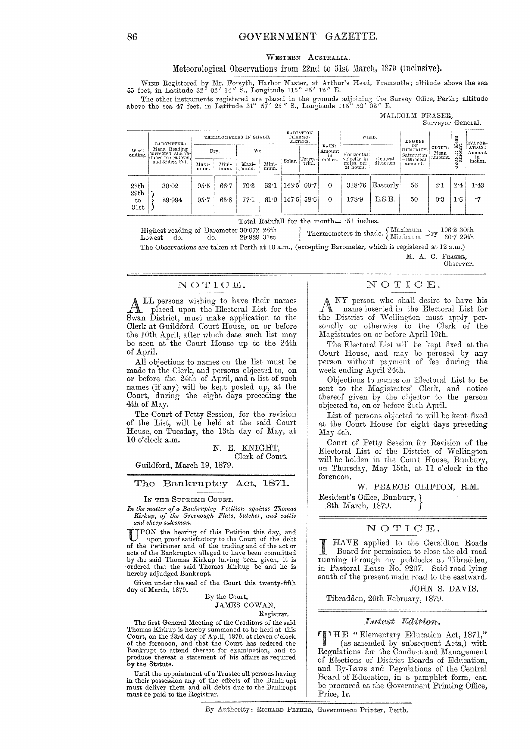Western Australia.

## Meteorological Observations from 22nd to 31st March, 1879 (inclusive).

Wind Registered by Mr. Forsyth, Harbor Master, at Arthur's Head, Fremantle; altitude above the sea 55 feet, in Latitude 32° 02′ 14″ S., Longitude 115° 45′ 12″ E.

The other instruments registered are placed in the grounds adjoining the Survey Office, Perth; altitude above the sea 47 feet, in Latitude 31° 57′ 25″ S., Longitude 115° 52′ 02″ E.

MALCOLM FRASER,
Surveyor General.

| Week ending. | Barometer: Mean Reading corrected, and reduced to sea level, and 32 deg. Fah | Thermometers in Shade. | | | | Radiation Thermometers. | | Rain: Amount in inches. | Wind. | | Degree of Humidity, Saturation =100: mean amount. | Cloud: Mean amount. | Ozone: Mean amount. | Evaporation: Amount in inches. |
|---|---|---|---|---|---|---|---|---|---|---|---|---|---|---|
| | | Dry. | | Wet. | | | | | | | | | | |
| | | Maximum. | Minimum. | Maximum. | Minimum. | Solar. | Terrestrial. | | Horizontal velocity in miles, per 24 hours. | General direction. | | | | |
| 28th | 30·02 | 95·5 | 66·7 | 79·3 | 63·1 | 148·5 | 60·7 | 0 | 318·76 | Easterly | 56 | 2·1 | 2·4 | 1·43 |
| 29th to 31st | 29·994 | 95·7 | 65·8 | 77·1 | 61·0 | 147·5 | 58·6 | 0 | 178·9 | E.S.E. | 50 | 0·3 | 1·6 | ·7 |

Total Rainfall for the month= ·51 inches.

Highest reading of Barometer 30·072 28th
Lowest do. do. 29·929 31st

Thermometers in shade. Maximum Dry 106·2 30th; Minimum Dry 60·7 29th

The Observations are taken at Perth at 10 a.m., (excepting Barometer, which is registered at 12 a.m.)

M. A. C. Fraser,
Observer.

---

## NOTICE.

All persons wishing to have their names placed upon the Electoral List for the Swan District, must make application to the Clerk at Guildford Court House, on or before the 10th April, after which date such list may be seen at the Court House up to the 24th of April.

All objections to names on the list must be made to the Clerk, and persons objected to, on or before the 24th of April, and a list of such names (if any) will be kept posted up, at the Court, during the eight days preceding the 4th of May.

The Court of Petty Session, for the revision of the List, will be held at the said Court House, on Tuesday, the 13th day of May, at 10 o'clock a.m.

N. E. KNIGHT,
Clerk of Court.

Guildford, March 19, 1879.

---

## The Bankruptcy Act, 1871.

In the Supreme Court.

*In the matter of a Bankruptcy Petition against Thomas Kirkup, of the Greenough Flats, butcher, and cattle and sheep salesman.*

Upon the hearing of this Petition this day, and upon proof satisfactory to the Court of the debt of the Petitioner and of the trading and of the act or acts of the Bankruptcy alleged to have been committed by the said Thomas Kirkup having been given, it is ordered that the said Thomas Kirkup be and he is hereby adjudged Bankrupt.

Given under the seal of the Court this twenty-fifth day of March, 1879.

By the Court,
JAMES COWAN,
Registrar.

The first General Meeting of the Creditors of the said Thomas Kirkup is hereby summoned to be held at this Court, on the 23rd day of April, 1879, at eleven o'clock of the forenoon, and that the Court has ordered the Bankrupt to attend thereat for examination, and to produce thereat a statement of his affairs as required by the Statute.

Until the appointment of a Trustee all persons having in their possession any of the effects of the Bankrupt must deliver them and all debts due to the Bankrupt must be paid to the Registrar.

---

## NOTICE.

Any person who shall desire to have his name inserted in the Electoral List for the District of Wellington must apply personally or otherwise to the Clerk of the Magistrates on or before April 10th.

The Electoral List will be kept fixed at the Court House, and may be perused by any person without payment of fee during the week ending April 24th.

Objections to names on Electoral List to be sent to the Magistrates' Clerk, and notice thereof given by the objector to the person objected to, on or before 24th April.

List of persons objected to will be kept fixed at the Court House for eight days preceding May 4th.

Court of Petty Session for Revision of the Electoral List of the District of Wellington will be holden in the Court House, Bunbury, on Thursday, May 15th, at 11 o'clock in the forenoon.

W. PEARCE CLIFTON, R.M.

Resident's Office, Bunbury, 8th March, 1879.

---

## NOTICE.

I have applied to the Geraldton Roads Board for permission to close the old road running through my paddocks at Tibradden, in Pastoral Lease No. 9207. Said road lying south of the present main road to the eastward.

JOHN S. DAVIS.

Tibradden, 20th February, 1879.

---

### *Latest Edition.*

The "Elementary Education Act, 1871," (as amended by subsequent Acts,) with Regulations for the Conduct and Management of Elections of District Boards of Education, and By-Laws and Regulations of the Central Board of Education, in a pamphlet form, can be procured at the Government Printing Office, Price, 1s.

---

By Authority: Richard Pether, Government Printer, Perth.